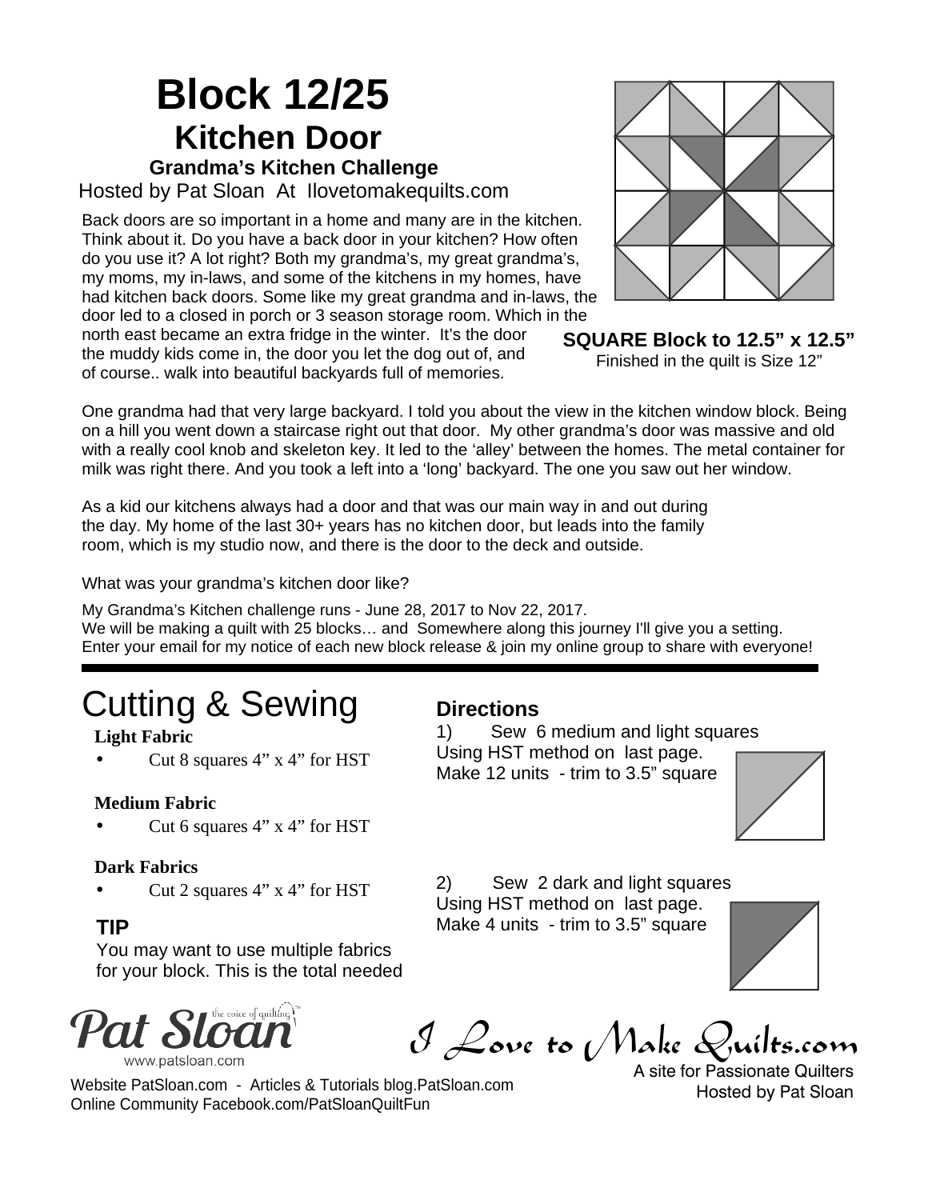# Block 12/25

## Kitchen Door

### Grandma's Kitchen Challenge

Hosted by Pat Sloan At Ilovetomakequilts.com

Back doors are so important in a home and many are in the kitchen. Think about it. Do you have a back door in your kitchen? How often do you use it? A lot right? Both my grandma's, my great grandma's, my moms, my in-laws, and some of the kitchens in my homes, have had kitchen back doors. Some like my great grandma and in-laws, the door led to a closed in porch or 3 season storage room. Which in the north east became an extra fridge in the winter. It's the door the muddy kids come in, the door you let the dog out of, and of course.. walk into beautiful backyards full of memories.

**SQUARE Block to 12.5" x 12.5"**

Finished in the quilt is Size 12"

One grandma had that very large backyard. I told you about the view in the kitchen window block. Being on a hill you went down a staircase right out that door. My other grandma's door was massive and old with a really cool knob and skeleton key. It led to the 'alley' between the homes. The metal container for milk was right there. And you took a left into a 'long' backyard. The one you saw out her window.

As a kid our kitchens always had a door and that was our main way in and out during the day. My home of the last 30+ years has no kitchen door, but leads into the family room, which is my studio now, and there is the door to the deck and outside.

What was your grandma's kitchen door like?

My Grandma's Kitchen challenge runs - June 28, 2017 to Nov 22, 2017.
We will be making a quilt with 25 blocks… and Somewhere along this journey I'll give you a setting.
Enter your email for my notice of each new block release & join my online group to share with everyone!

---

## Cutting & Sewing

**Light Fabric**

- Cut 8 squares 4" x 4" for HST

**Medium Fabric**

- Cut 6 squares 4" x 4" for HST

**Dark Fabrics**

- Cut 2 squares 4" x 4" for HST

### TIP

You may want to use multiple fabrics for your block. This is the total needed

### Directions

1) Sew 6 medium and light squares Using HST method on last page. Make 12 units - trim to 3.5" square

2) Sew 2 dark and light squares Using HST method on last page. Make 4 units - trim to 3.5" square

Pat Sloan the voice of quilting™
www.patsloan.com

I Love to Make Quilts.com
A site for Passionate Quilters
Hosted by Pat Sloan

Website PatSloan.com - Articles & Tutorials blog.PatSloan.com
Online Community Facebook.com/PatSloanQuiltFun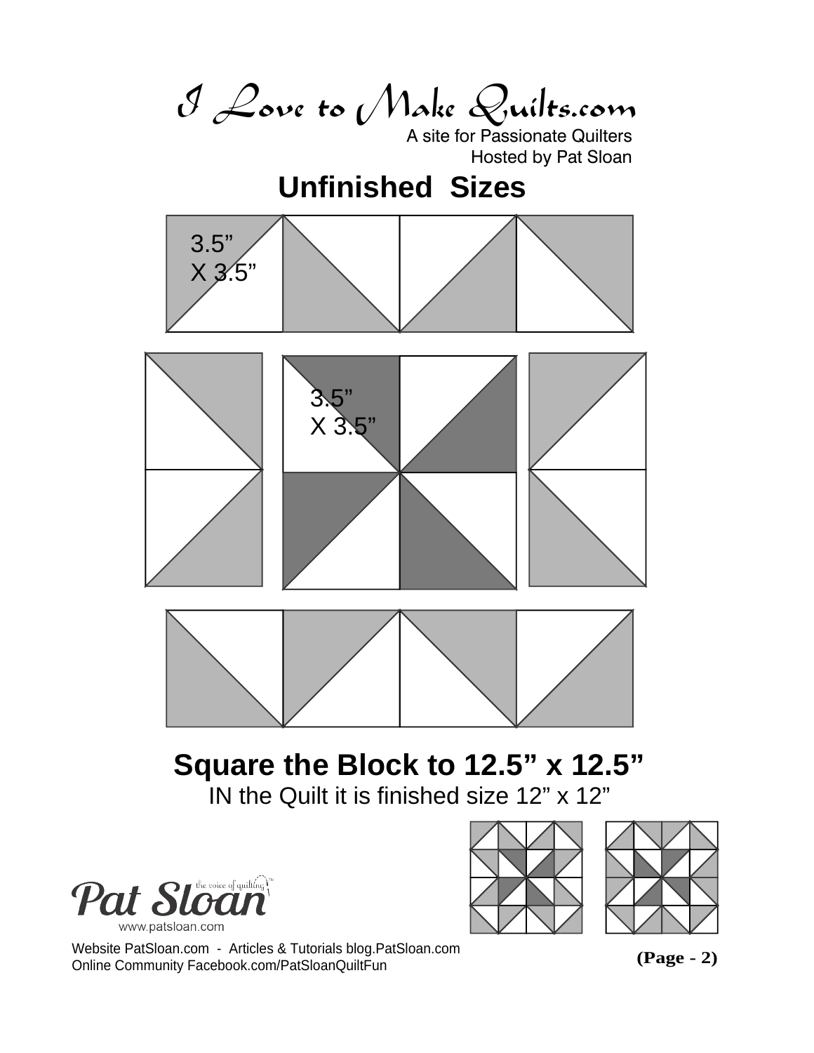I Love to Make Quilts.com

A site for Passionate Quilters
Hosted by Pat Sloan

## Unfinished Sizes

3.5" X 3.5"

3.5" X 3.5"

## Square the Block to 12.5" x 12.5"

IN the Quilt it is finished size 12" x 12"

Pat Sloan the voice of quilting™
www.patsloan.com

Website PatSloan.com - Articles & Tutorials blog.PatSloan.com
Online Community Facebook.com/PatSloanQuiltFun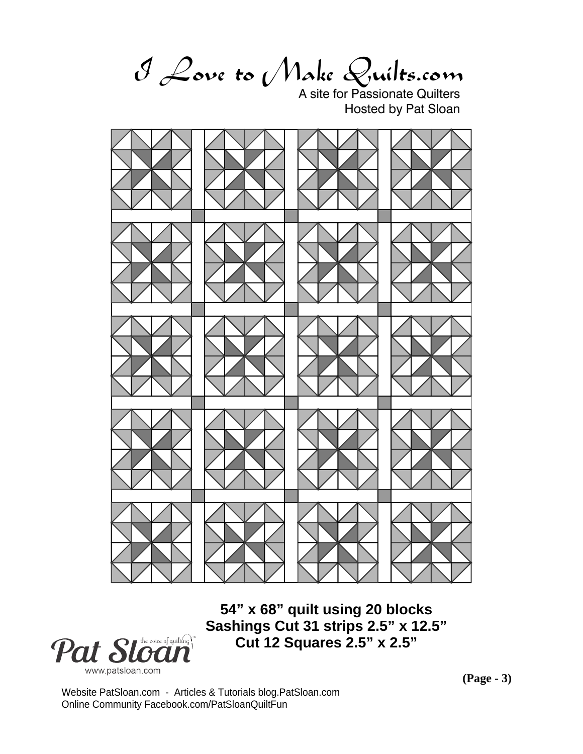# I Love to Make Quilts.com

A site for Passionate Quilters
Hosted by Pat Sloan

**54” x 68” quilt using 20 blocks**
**Sashings Cut 31 strips 2.5” x 12.5”**
**Cut 12 Squares 2.5” x 2.5”**

Pat Sloan the voice of quilting™
www.patsloan.com

Website PatSloan.com - Articles & Tutorials blog.PatSloan.com
Online Community Facebook.com/PatSloanQuiltFun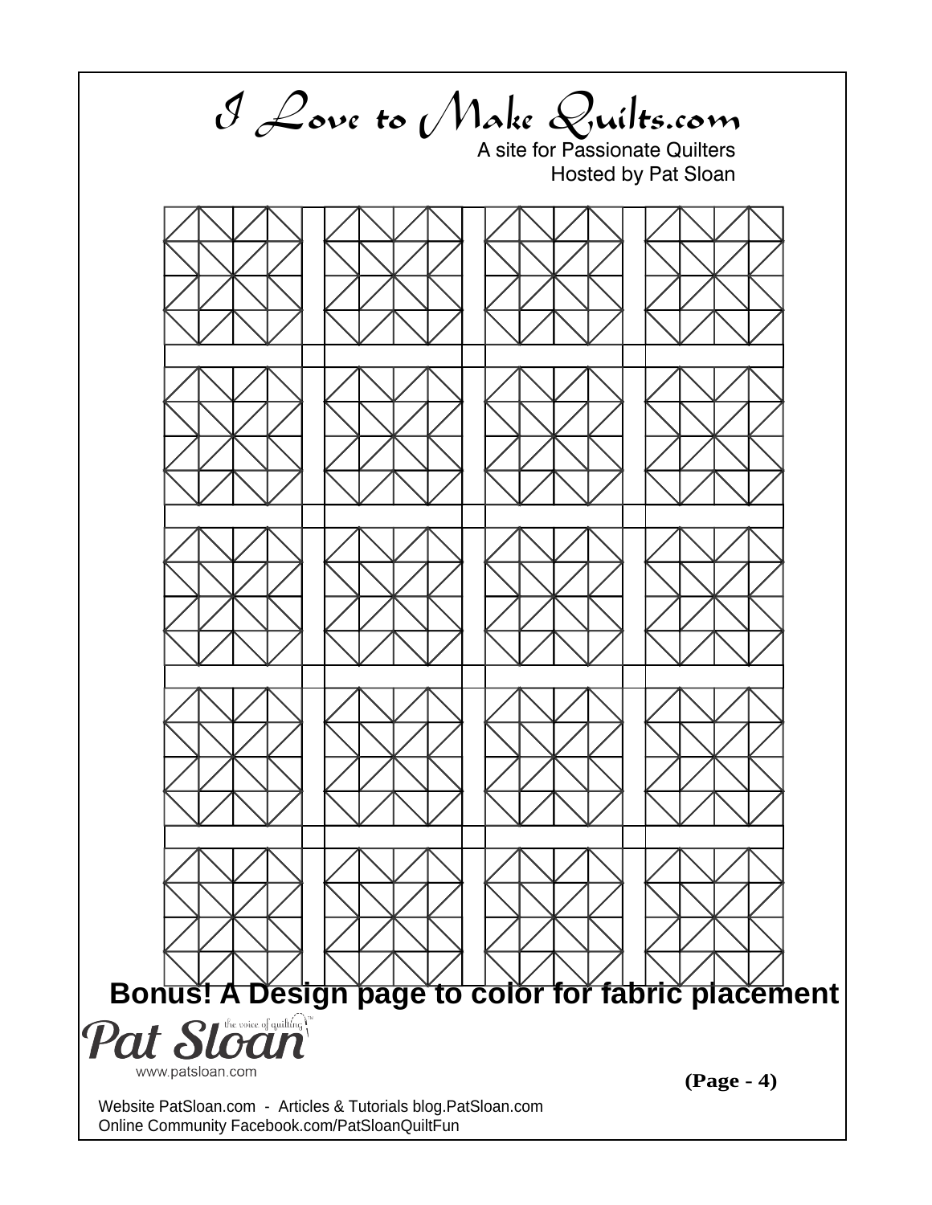# I Love to Make Quilts.com

A site for Passionate Quilters
Hosted by Pat Sloan

**Bonus! A Design page to color for fabric placement**

Pat Sloan the voice of quilting™
www.patsloan.com

Website PatSloan.com - Articles & Tutorials blog.PatSloan.com
Online Community Facebook.com/PatSloanQuiltFun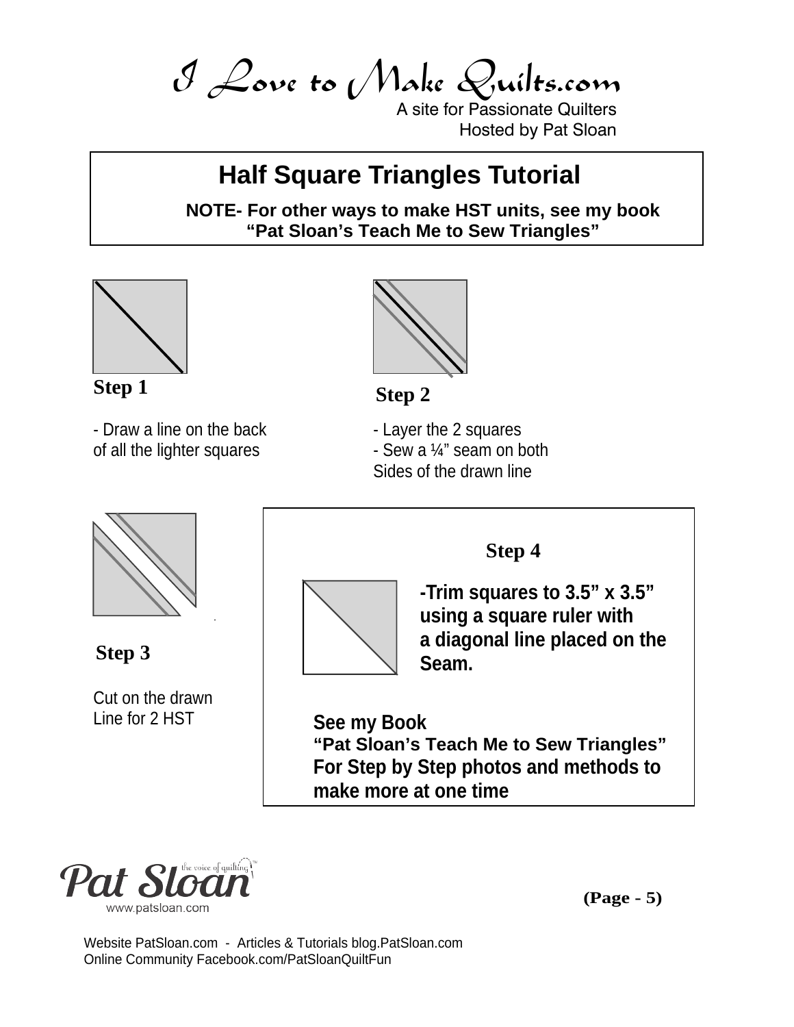I Love to Make Quilts.com

A site for Passionate Quilters
Hosted by Pat Sloan

# Half Square Triangles Tutorial

**NOTE- For other ways to make HST units, see my book "Pat Sloan's Teach Me to Sew Triangles"**

### Step 1

- Draw a line on the back of all the lighter squares

### Step 2

- Layer the 2 squares
- Sew a ¼" seam on both Sides of the drawn line

### Step 3

Cut on the drawn Line for 2 HST

### Step 4

**-Trim squares to 3.5" x 3.5" using a square ruler with a diagonal line placed on the Seam.**

**See my Book "Pat Sloan's Teach Me to Sew Triangles" For Step by Step photos and methods to make more at one time**

Pat Sloan the voice of quilting™
www.patsloan.com

Website PatSloan.com - Articles & Tutorials blog.PatSloan.com
Online Community Facebook.com/PatSloanQuiltFun